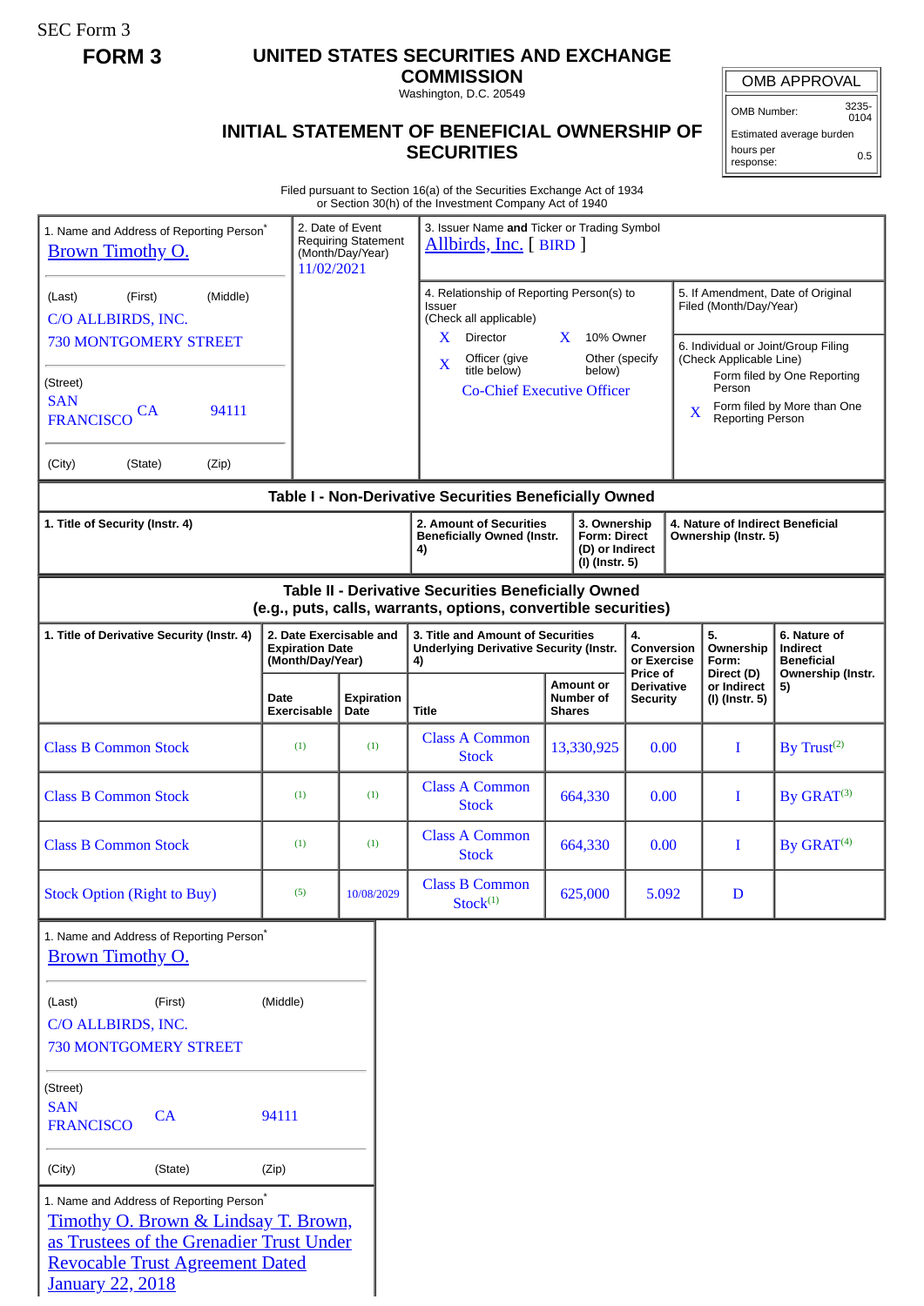SEC Form 3

**FORM 3**

# UNITED STATES SECURITIES AND EXCHANGE COMMISSION

Washington, D.C. 20549

## INITIAL STATEMENT OF BENEFICIAL OWNERSHIP OF SECURITIES

| OMB APPROVAL | |
|---|---|
| OMB Number: | 3235-0104 |
| Estimated average burden | |
| hours per response: | 0.5 |

Filed pursuant to Section 16(a) of the Securities Exchange Act of 1934
or Section 30(h) of the Investment Company Act of 1940

1. Name and Address of Reporting Person*
Brown Timothy O.

(Last) (First) (Middle)
C/O ALLBIRDS, INC.
730 MONTGOMERY STREET

(Street)
SAN FRANCISCO CA 94111

(City) (State) (Zip)

2. Date of Event Requiring Statement (Month/Day/Year)
11/02/2021

3. Issuer Name **and** Ticker or Trading Symbol
Allbirds, Inc. [ BIRD ]

4. Relationship of Reporting Person(s) to Issuer
(Check all applicable)
X Director X 10% Owner
X Officer (give title below) Other (specify below)
Co-Chief Executive Officer

5. If Amendment, Date of Original Filed (Month/Day/Year)

6. Individual or Joint/Group Filing (Check Applicable Line)
Form filed by One Reporting Person
X Form filed by More than One Reporting Person

### Table I - Non-Derivative Securities Beneficially Owned

| 1. Title of Security (Instr. 4) | 2. Amount of Securities Beneficially Owned (Instr. 4) | 3. Ownership Form: Direct (D) or Indirect (I) (Instr. 5) | 4. Nature of Indirect Beneficial Ownership (Instr. 5) |
|---|---|---|---|

### Table II - Derivative Securities Beneficially Owned (e.g., puts, calls, warrants, options, convertible securities)

| 1. Title of Derivative Security (Instr. 4) | 2. Date Exercisable and Expiration Date (Month/Day/Year) | | 3. Title and Amount of Securities Underlying Derivative Security (Instr. 4) | | 4. Conversion or Exercise Price of Derivative Security | 5. Ownership Form: Direct (D) or Indirect (I) (Instr. 5) | 6. Nature of Indirect Beneficial Ownership (Instr. 5) |
|---|---|---|---|---|---|---|---|
| | Date Exercisable | Expiration Date | Title | Amount or Number of Shares | | | |
| Class B Common Stock | (1) | (1) | Class A Common Stock | 13,330,925 | 0.00 | I | By Trust(2) |
| Class B Common Stock | (1) | (1) | Class A Common Stock | 664,330 | 0.00 | I | By GRAT(3) |
| Class B Common Stock | (1) | (1) | Class A Common Stock | 664,330 | 0.00 | I | By GRAT(4) |
| Stock Option (Right to Buy) | (5) | 10/08/2029 | Class B Common Stock(1) | 625,000 | 5.092 | D | |

1. Name and Address of Reporting Person*
Brown Timothy O.

(Last) (First) (Middle)
C/O ALLBIRDS, INC.
730 MONTGOMERY STREET

(Street)
SAN FRANCISCO CA 94111

(City) (State) (Zip)

1. Name and Address of Reporting Person*
Timothy O. Brown & Lindsay T. Brown, as Trustees of the Grenadier Trust Under Revocable Trust Agreement Dated January 22, 2018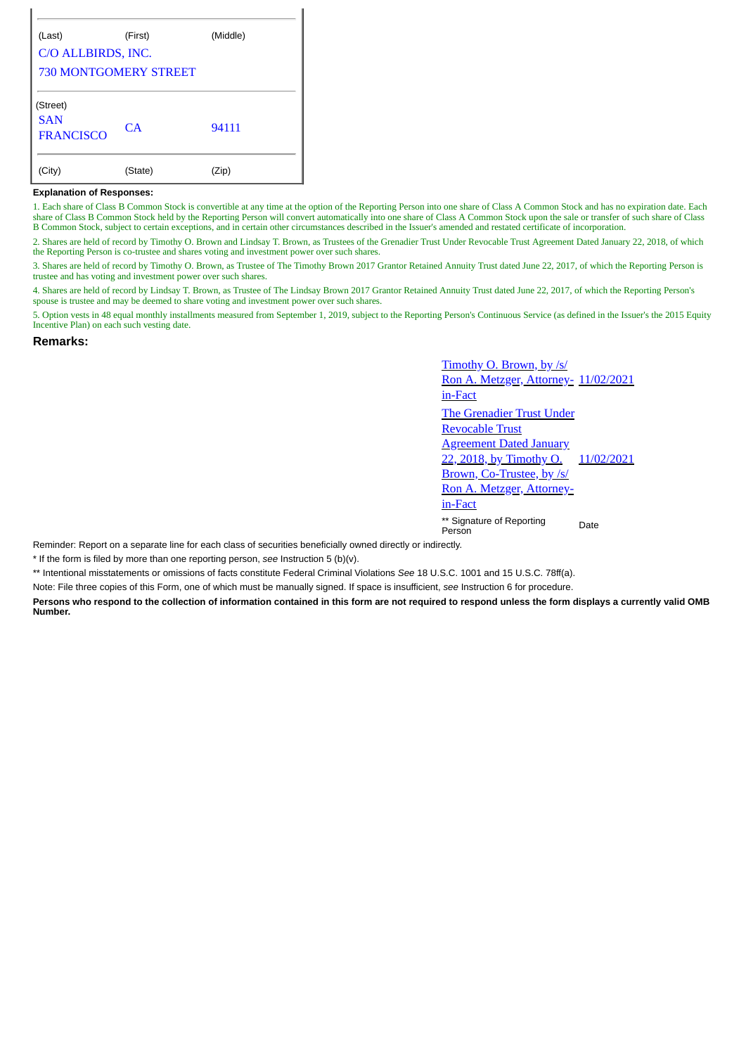| (Last) | (First) | (Middle) |
|---|---|---|
| C/O ALLBIRDS, INC. | | |
| 730 MONTGOMERY STREET | | |
| (Street) | | |
| SAN FRANCISCO | CA | 94111 |
| (City) | (State) | (Zip) |

**Explanation of Responses:**

1. Each share of Class B Common Stock is convertible at any time at the option of the Reporting Person into one share of Class A Common Stock and has no expiration date. Each share of Class B Common Stock held by the Reporting Person will convert automatically into one share of Class A Common Stock upon the sale or transfer of such share of Class B Common Stock, subject to certain exceptions, and in certain other circumstances described in the Issuer's amended and restated certificate of incorporation.

2. Shares are held of record by Timothy O. Brown and Lindsay T. Brown, as Trustees of the Grenadier Trust Under Revocable Trust Agreement Dated January 22, 2018, of which the Reporting Person is co-trustee and shares voting and investment power over such shares.

3. Shares are held of record by Timothy O. Brown, as Trustee of The Timothy Brown 2017 Grantor Retained Annuity Trust dated June 22, 2017, of which the Reporting Person is trustee and has voting and investment power over such shares.

4. Shares are held of record by Lindsay T. Brown, as Trustee of The Lindsay Brown 2017 Grantor Retained Annuity Trust dated June 22, 2017, of which the Reporting Person's spouse is trustee and may be deemed to share voting and investment power over such shares.

5. Option vests in 48 equal monthly installments measured from September 1, 2019, subject to the Reporting Person's Continuous Service (as defined in the Issuer's the 2015 Equity Incentive Plan) on each such vesting date.

**Remarks:**

| | |
|---|---|
| Timothy O. Brown, by /s/ Ron A. Metzger, Attorney-in-Fact | 11/02/2021 |
| The Grenadier Trust Under Revocable Trust Agreement Dated January 22, 2018, by Timothy O. Brown, Co-Trustee, by /s/ Ron A. Metzger, Attorney-in-Fact | 11/02/2021 |
| ** Signature of Reporting Person | Date |

Reminder: Report on a separate line for each class of securities beneficially owned directly or indirectly.

* If the form is filed by more than one reporting person, *see* Instruction 5 (b)(v).

** Intentional misstatements or omissions of facts constitute Federal Criminal Violations *See* 18 U.S.C. 1001 and 15 U.S.C. 78ff(a).

Note: File three copies of this Form, one of which must be manually signed. If space is insufficient, *see* Instruction 6 for procedure.

**Persons who respond to the collection of information contained in this form are not required to respond unless the form displays a currently valid OMB Number.**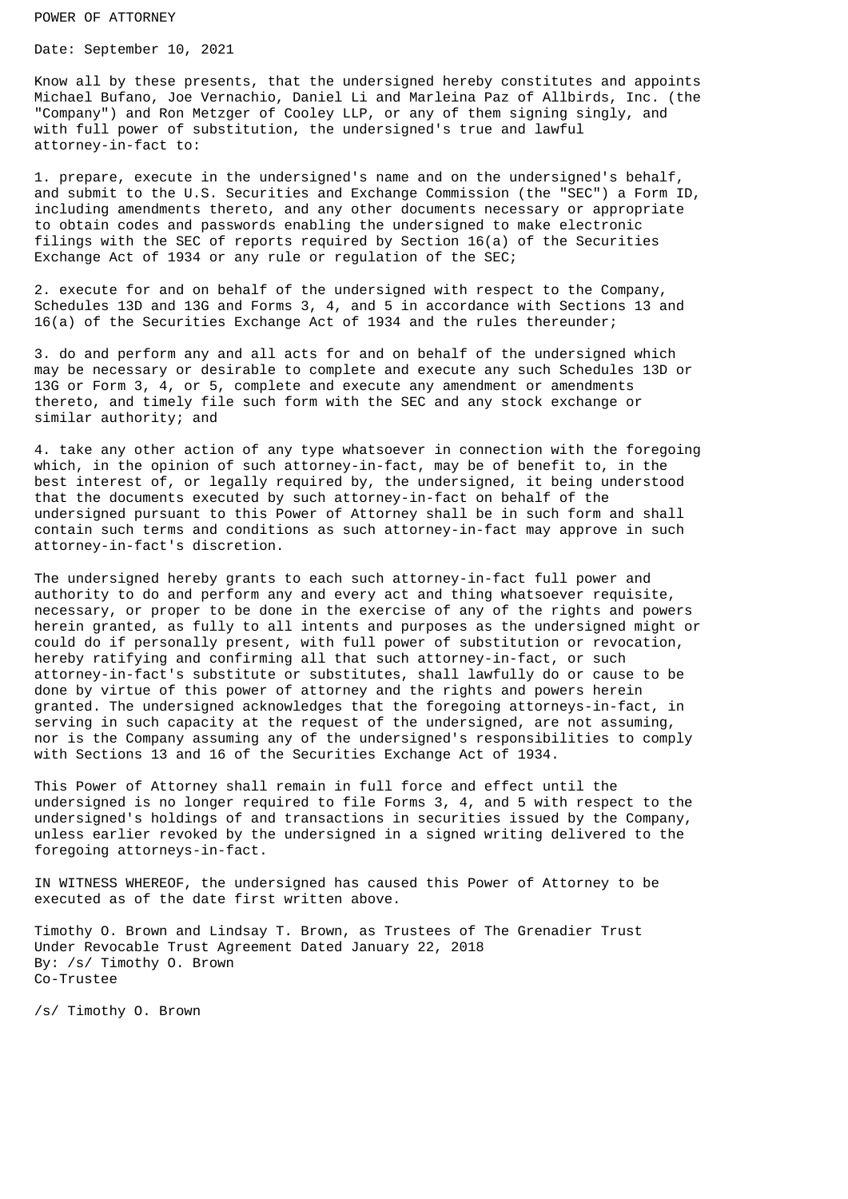# POWER OF ATTORNEY

Date: September 10, 2021

Know all by these presents, that the undersigned hereby constitutes and appoints Michael Bufano, Joe Vernachio, Daniel Li and Marleina Paz of Allbirds, Inc. (the "Company") and Ron Metzger of Cooley LLP, or any of them signing singly, and with full power of substitution, the undersigned's true and lawful attorney-in-fact to:

1. prepare, execute in the undersigned's name and on the undersigned's behalf, and submit to the U.S. Securities and Exchange Commission (the "SEC") a Form ID, including amendments thereto, and any other documents necessary or appropriate to obtain codes and passwords enabling the undersigned to make electronic filings with the SEC of reports required by Section 16(a) of the Securities Exchange Act of 1934 or any rule or regulation of the SEC;

2. execute for and on behalf of the undersigned with respect to the Company, Schedules 13D and 13G and Forms 3, 4, and 5 in accordance with Sections 13 and 16(a) of the Securities Exchange Act of 1934 and the rules thereunder;

3. do and perform any and all acts for and on behalf of the undersigned which may be necessary or desirable to complete and execute any such Schedules 13D or 13G or Form 3, 4, or 5, complete and execute any amendment or amendments thereto, and timely file such form with the SEC and any stock exchange or similar authority; and

4. take any other action of any type whatsoever in connection with the foregoing which, in the opinion of such attorney-in-fact, may be of benefit to, in the best interest of, or legally required by, the undersigned, it being understood that the documents executed by such attorney-in-fact on behalf of the undersigned pursuant to this Power of Attorney shall be in such form and shall contain such terms and conditions as such attorney-in-fact may approve in such attorney-in-fact's discretion.

The undersigned hereby grants to each such attorney-in-fact full power and authority to do and perform any and every act and thing whatsoever requisite, necessary, or proper to be done in the exercise of any of the rights and powers herein granted, as fully to all intents and purposes as the undersigned might or could do if personally present, with full power of substitution or revocation, hereby ratifying and confirming all that such attorney-in-fact, or such attorney-in-fact's substitute or substitutes, shall lawfully do or cause to be done by virtue of this power of attorney and the rights and powers herein granted. The undersigned acknowledges that the foregoing attorneys-in-fact, in serving in such capacity at the request of the undersigned, are not assuming, nor is the Company assuming any of the undersigned's responsibilities to comply with Sections 13 and 16 of the Securities Exchange Act of 1934.

This Power of Attorney shall remain in full force and effect until the undersigned is no longer required to file Forms 3, 4, and 5 with respect to the undersigned's holdings of and transactions in securities issued by the Company, unless earlier revoked by the undersigned in a signed writing delivered to the foregoing attorneys-in-fact.

IN WITNESS WHEREOF, the undersigned has caused this Power of Attorney to be executed as of the date first written above.

Timothy O. Brown and Lindsay T. Brown, as Trustees of The Grenadier Trust Under Revocable Trust Agreement Dated January 22, 2018
By: /s/ Timothy O. Brown
Co-Trustee

/s/ Timothy O. Brown